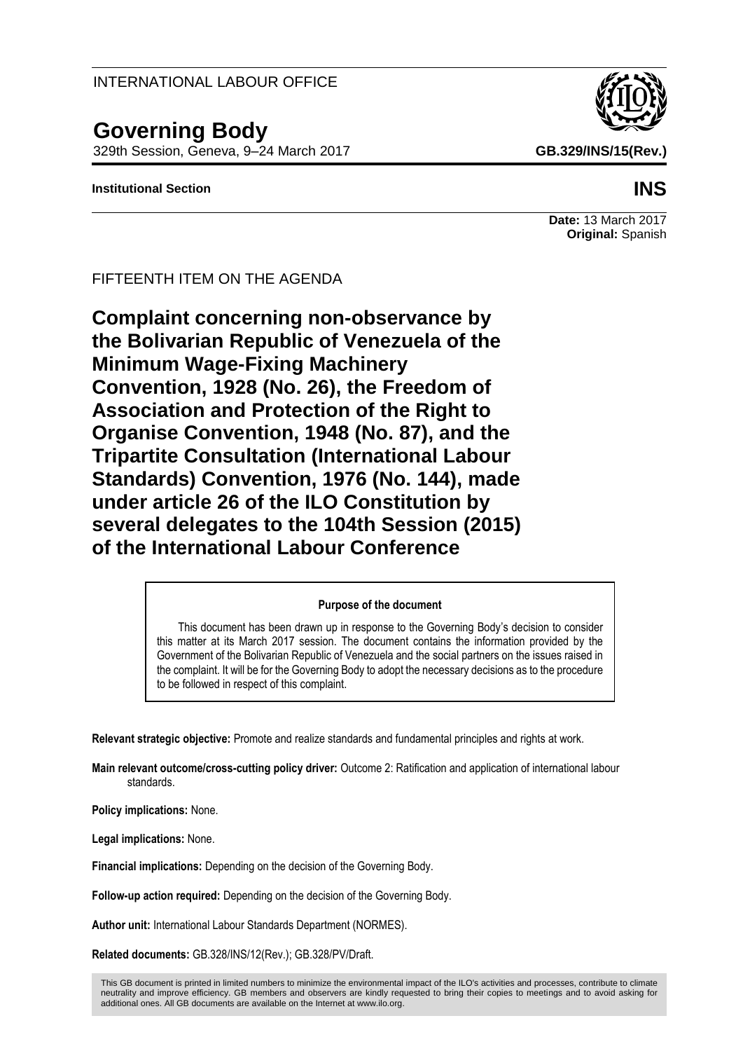INTERNATIONAL LABOUR OFFICE

# Governing Body

329th Session, Geneva, 9–24 March 2017

**GB.329/INS/15(Rev.)**

**Institutional Section**

**INS**

**Date:** 13 March 2017
**Original:** Spanish

FIFTEENTH ITEM ON THE AGENDA

## Complaint concerning non-observance by the Bolivarian Republic of Venezuela of the Minimum Wage-Fixing Machinery Convention, 1928 (No. 26), the Freedom of Association and Protection of the Right to Organise Convention, 1948 (No. 87), and the Tripartite Consultation (International Labour Standards) Convention, 1976 (No. 144), made under article 26 of the ILO Constitution by several delegates to the 104th Session (2015) of the International Labour Conference

**Purpose of the document**

This document has been drawn up in response to the Governing Body's decision to consider this matter at its March 2017 session. The document contains the information provided by the Government of the Bolivarian Republic of Venezuela and the social partners on the issues raised in the complaint. It will be for the Governing Body to adopt the necessary decisions as to the procedure to be followed in respect of this complaint.

**Relevant strategic objective:** Promote and realize standards and fundamental principles and rights at work.

**Main relevant outcome/cross-cutting policy driver:** Outcome 2: Ratification and application of international labour standards.

**Policy implications:** None.

**Legal implications:** None.

**Financial implications:** Depending on the decision of the Governing Body.

**Follow-up action required:** Depending on the decision of the Governing Body.

**Author unit:** International Labour Standards Department (NORMES).

**Related documents:** GB.328/INS/12(Rev.); GB.328/PV/Draft.

This GB document is printed in limited numbers to minimize the environmental impact of the ILO's activities and processes, contribute to climate neutrality and improve efficiency. GB members and observers are kindly requested to bring their copies to meetings and to avoid asking for additional ones. All GB documents are available on the Internet at www.ilo.org.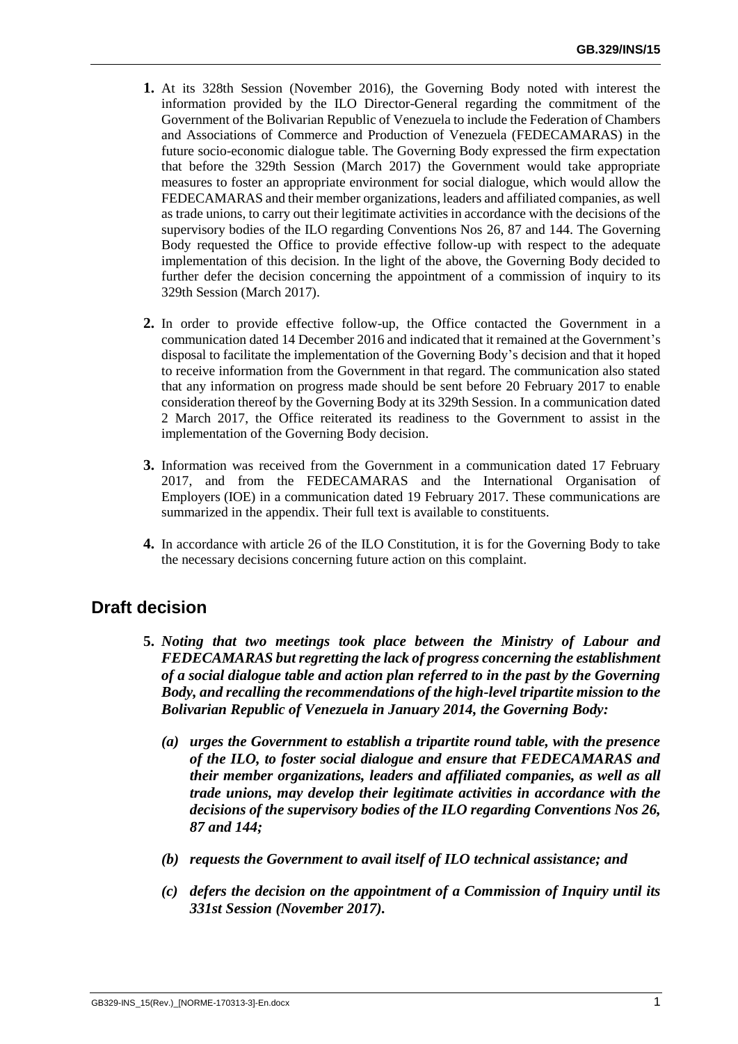**1.** At its 328th Session (November 2016), the Governing Body noted with interest the information provided by the ILO Director-General regarding the commitment of the Government of the Bolivarian Republic of Venezuela to include the Federation of Chambers and Associations of Commerce and Production of Venezuela (FEDECAMARAS) in the future socio-economic dialogue table. The Governing Body expressed the firm expectation that before the 329th Session (March 2017) the Government would take appropriate measures to foster an appropriate environment for social dialogue, which would allow the FEDECAMARAS and their member organizations, leaders and affiliated companies, as well as trade unions, to carry out their legitimate activities in accordance with the decisions of the supervisory bodies of the ILO regarding Conventions Nos 26, 87 and 144. The Governing Body requested the Office to provide effective follow-up with respect to the adequate implementation of this decision. In the light of the above, the Governing Body decided to further defer the decision concerning the appointment of a commission of inquiry to its 329th Session (March 2017).

**2.** In order to provide effective follow-up, the Office contacted the Government in a communication dated 14 December 2016 and indicated that it remained at the Government's disposal to facilitate the implementation of the Governing Body's decision and that it hoped to receive information from the Government in that regard. The communication also stated that any information on progress made should be sent before 20 February 2017 to enable consideration thereof by the Governing Body at its 329th Session. In a communication dated 2 March 2017, the Office reiterated its readiness to the Government to assist in the implementation of the Governing Body decision.

**3.** Information was received from the Government in a communication dated 17 February 2017, and from the FEDECAMARAS and the International Organisation of Employers (IOE) in a communication dated 19 February 2017. These communications are summarized in the appendix. Their full text is available to constituents.

**4.** In accordance with article 26 of the ILO Constitution, it is for the Governing Body to take the necessary decisions concerning future action on this complaint.

## Draft decision

**5.** ***Noting that two meetings took place between the Ministry of Labour and FEDECAMARAS but regretting the lack of progress concerning the establishment of a social dialogue table and action plan referred to in the past by the Governing Body, and recalling the recommendations of the high-level tripartite mission to the Bolivarian Republic of Venezuela in January 2014, the Governing Body:***

***(a) urges the Government to establish a tripartite round table, with the presence of the ILO, to foster social dialogue and ensure that FEDECAMARAS and their member organizations, leaders and affiliated companies, as well as all trade unions, may develop their legitimate activities in accordance with the decisions of the supervisory bodies of the ILO regarding Conventions Nos 26, 87 and 144;***

***(b) requests the Government to avail itself of ILO technical assistance; and***

***(c) defers the decision on the appointment of a Commission of Inquiry until its 331st Session (November 2017).***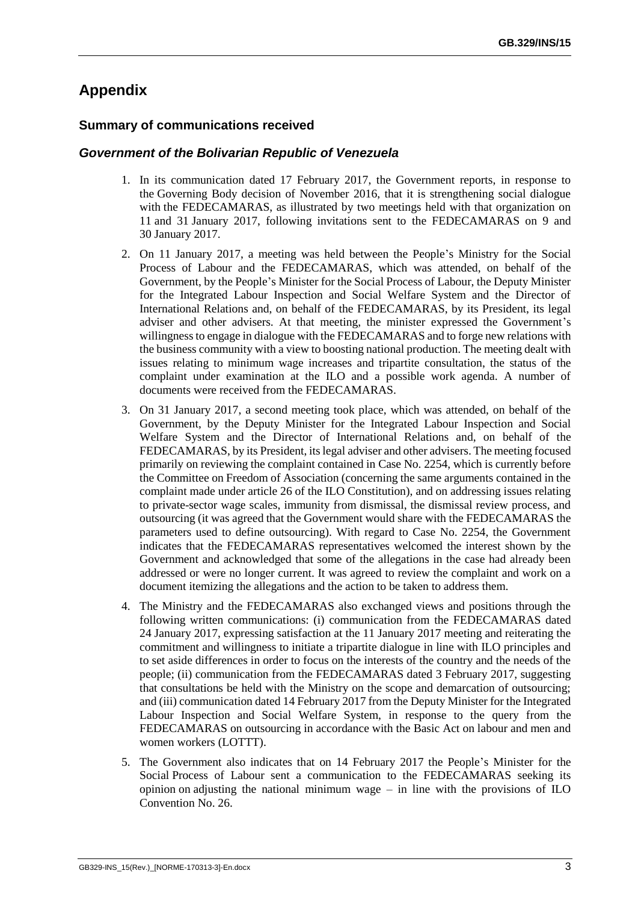# Appendix

## Summary of communications received

### *Government of the Bolivarian Republic of Venezuela*

1. In its communication dated 17 February 2017, the Government reports, in response to the Governing Body decision of November 2016, that it is strengthening social dialogue with the FEDECAMARAS, as illustrated by two meetings held with that organization on 11 and 31 January 2017, following invitations sent to the FEDECAMARAS on 9 and 30 January 2017.

2. On 11 January 2017, a meeting was held between the People's Ministry for the Social Process of Labour and the FEDECAMARAS, which was attended, on behalf of the Government, by the People's Minister for the Social Process of Labour, the Deputy Minister for the Integrated Labour Inspection and Social Welfare System and the Director of International Relations and, on behalf of the FEDECAMARAS, by its President, its legal adviser and other advisers. At that meeting, the minister expressed the Government's willingness to engage in dialogue with the FEDECAMARAS and to forge new relations with the business community with a view to boosting national production. The meeting dealt with issues relating to minimum wage increases and tripartite consultation, the status of the complaint under examination at the ILO and a possible work agenda. A number of documents were received from the FEDECAMARAS.

3. On 31 January 2017, a second meeting took place, which was attended, on behalf of the Government, by the Deputy Minister for the Integrated Labour Inspection and Social Welfare System and the Director of International Relations and, on behalf of the FEDECAMARAS, by its President, its legal adviser and other advisers. The meeting focused primarily on reviewing the complaint contained in Case No. 2254, which is currently before the Committee on Freedom of Association (concerning the same arguments contained in the complaint made under article 26 of the ILO Constitution), and on addressing issues relating to private-sector wage scales, immunity from dismissal, the dismissal review process, and outsourcing (it was agreed that the Government would share with the FEDECAMARAS the parameters used to define outsourcing). With regard to Case No. 2254, the Government indicates that the FEDECAMARAS representatives welcomed the interest shown by the Government and acknowledged that some of the allegations in the case had already been addressed or were no longer current. It was agreed to review the complaint and work on a document itemizing the allegations and the action to be taken to address them.

4. The Ministry and the FEDECAMARAS also exchanged views and positions through the following written communications: (i) communication from the FEDECAMARAS dated 24 January 2017, expressing satisfaction at the 11 January 2017 meeting and reiterating the commitment and willingness to initiate a tripartite dialogue in line with ILO principles and to set aside differences in order to focus on the interests of the country and the needs of the people; (ii) communication from the FEDECAMARAS dated 3 February 2017, suggesting that consultations be held with the Ministry on the scope and demarcation of outsourcing; and (iii) communication dated 14 February 2017 from the Deputy Minister for the Integrated Labour Inspection and Social Welfare System, in response to the query from the FEDECAMARAS on outsourcing in accordance with the Basic Act on labour and men and women workers (LOTTT).

5. The Government also indicates that on 14 February 2017 the People's Minister for the Social Process of Labour sent a communication to the FEDECAMARAS seeking its opinion on adjusting the national minimum wage – in line with the provisions of ILO Convention No. 26.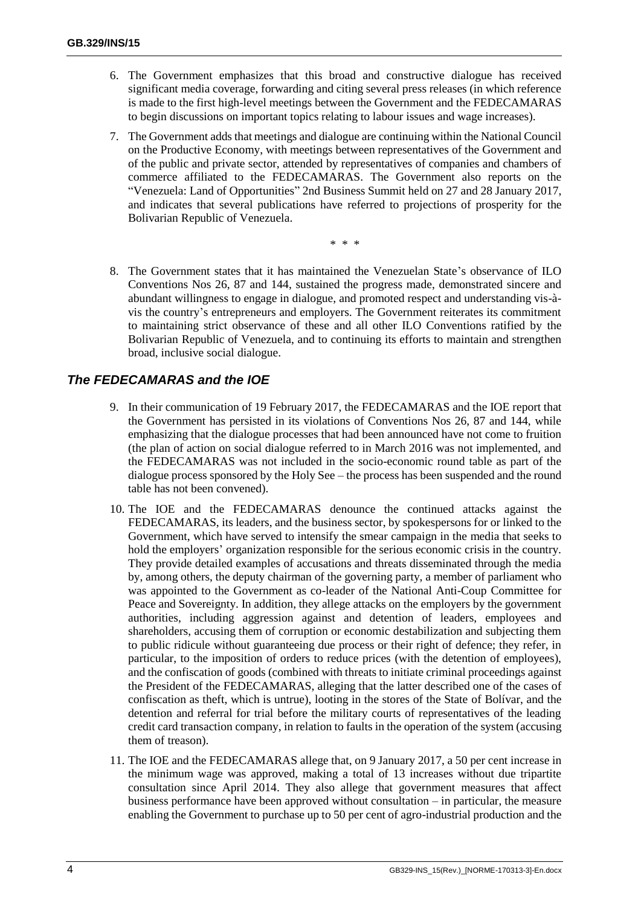6. The Government emphasizes that this broad and constructive dialogue has received significant media coverage, forwarding and citing several press releases (in which reference is made to the first high-level meetings between the Government and the FEDECAMARAS to begin discussions on important topics relating to labour issues and wage increases).

7. The Government adds that meetings and dialogue are continuing within the National Council on the Productive Economy, with meetings between representatives of the Government and of the public and private sector, attended by representatives of companies and chambers of commerce affiliated to the FEDECAMARAS. The Government also reports on the "Venezuela: Land of Opportunities" 2nd Business Summit held on 27 and 28 January 2017, and indicates that several publications have referred to projections of prosperity for the Bolivarian Republic of Venezuela.

\* \* \*

8. The Government states that it has maintained the Venezuelan State's observance of ILO Conventions Nos 26, 87 and 144, sustained the progress made, demonstrated sincere and abundant willingness to engage in dialogue, and promoted respect and understanding vis-à-vis the country's entrepreneurs and employers. The Government reiterates its commitment to maintaining strict observance of these and all other ILO Conventions ratified by the Bolivarian Republic of Venezuela, and to continuing its efforts to maintain and strengthen broad, inclusive social dialogue.

## *The FEDECAMARAS and the IOE*

9. In their communication of 19 February 2017, the FEDECAMARAS and the IOE report that the Government has persisted in its violations of Conventions Nos 26, 87 and 144, while emphasizing that the dialogue processes that had been announced have not come to fruition (the plan of action on social dialogue referred to in March 2016 was not implemented, and the FEDECAMARAS was not included in the socio-economic round table as part of the dialogue process sponsored by the Holy See – the process has been suspended and the round table has not been convened).

10. The IOE and the FEDECAMARAS denounce the continued attacks against the FEDECAMARAS, its leaders, and the business sector, by spokespersons for or linked to the Government, which have served to intensify the smear campaign in the media that seeks to hold the employers' organization responsible for the serious economic crisis in the country. They provide detailed examples of accusations and threats disseminated through the media by, among others, the deputy chairman of the governing party, a member of parliament who was appointed to the Government as co-leader of the National Anti-Coup Committee for Peace and Sovereignty. In addition, they allege attacks on the employers by the government authorities, including aggression against and detention of leaders, employees and shareholders, accusing them of corruption or economic destabilization and subjecting them to public ridicule without guaranteeing due process or their right of defence; they refer, in particular, to the imposition of orders to reduce prices (with the detention of employees), and the confiscation of goods (combined with threats to initiate criminal proceedings against the President of the FEDECAMARAS, alleging that the latter described one of the cases of confiscation as theft, which is untrue), looting in the stores of the State of Bolívar, and the detention and referral for trial before the military courts of representatives of the leading credit card transaction company, in relation to faults in the operation of the system (accusing them of treason).

11. The IOE and the FEDECAMARAS allege that, on 9 January 2017, a 50 per cent increase in the minimum wage was approved, making a total of 13 increases without due tripartite consultation since April 2014. They also allege that government measures that affect business performance have been approved without consultation – in particular, the measure enabling the Government to purchase up to 50 per cent of agro-industrial production and the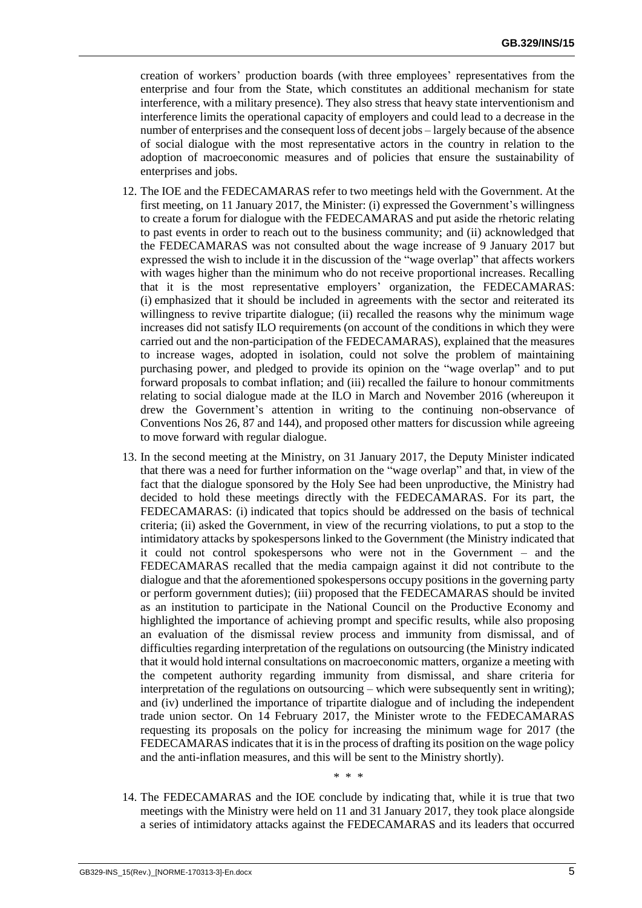creation of workers' production boards (with three employees' representatives from the enterprise and four from the State, which constitutes an additional mechanism for state interference, with a military presence). They also stress that heavy state interventionism and interference limits the operational capacity of employers and could lead to a decrease in the number of enterprises and the consequent loss of decent jobs – largely because of the absence of social dialogue with the most representative actors in the country in relation to the adoption of macroeconomic measures and of policies that ensure the sustainability of enterprises and jobs.

12. The IOE and the FEDECAMARAS refer to two meetings held with the Government. At the first meeting, on 11 January 2017, the Minister: (i) expressed the Government's willingness to create a forum for dialogue with the FEDECAMARAS and put aside the rhetoric relating to past events in order to reach out to the business community; and (ii) acknowledged that the FEDECAMARAS was not consulted about the wage increase of 9 January 2017 but expressed the wish to include it in the discussion of the "wage overlap" that affects workers with wages higher than the minimum who do not receive proportional increases. Recalling that it is the most representative employers' organization, the FEDECAMARAS: (i) emphasized that it should be included in agreements with the sector and reiterated its willingness to revive tripartite dialogue; (ii) recalled the reasons why the minimum wage increases did not satisfy ILO requirements (on account of the conditions in which they were carried out and the non-participation of the FEDECAMARAS), explained that the measures to increase wages, adopted in isolation, could not solve the problem of maintaining purchasing power, and pledged to provide its opinion on the "wage overlap" and to put forward proposals to combat inflation; and (iii) recalled the failure to honour commitments relating to social dialogue made at the ILO in March and November 2016 (whereupon it drew the Government's attention in writing to the continuing non-observance of Conventions Nos 26, 87 and 144), and proposed other matters for discussion while agreeing to move forward with regular dialogue.

13. In the second meeting at the Ministry, on 31 January 2017, the Deputy Minister indicated that there was a need for further information on the "wage overlap" and that, in view of the fact that the dialogue sponsored by the Holy See had been unproductive, the Ministry had decided to hold these meetings directly with the FEDECAMARAS. For its part, the FEDECAMARAS: (i) indicated that topics should be addressed on the basis of technical criteria; (ii) asked the Government, in view of the recurring violations, to put a stop to the intimidatory attacks by spokespersons linked to the Government (the Ministry indicated that it could not control spokespersons who were not in the Government – and the FEDECAMARAS recalled that the media campaign against it did not contribute to the dialogue and that the aforementioned spokespersons occupy positions in the governing party or perform government duties); (iii) proposed that the FEDECAMARAS should be invited as an institution to participate in the National Council on the Productive Economy and highlighted the importance of achieving prompt and specific results, while also proposing an evaluation of the dismissal review process and immunity from dismissal, and of difficulties regarding interpretation of the regulations on outsourcing (the Ministry indicated that it would hold internal consultations on macroeconomic matters, organize a meeting with the competent authority regarding immunity from dismissal, and share criteria for interpretation of the regulations on outsourcing – which were subsequently sent in writing); and (iv) underlined the importance of tripartite dialogue and of including the independent trade union sector. On 14 February 2017, the Minister wrote to the FEDECAMARAS requesting its proposals on the policy for increasing the minimum wage for 2017 (the FEDECAMARAS indicates that it is in the process of drafting its position on the wage policy and the anti-inflation measures, and this will be sent to the Ministry shortly).

\* \* \*

14. The FEDECAMARAS and the IOE conclude by indicating that, while it is true that two meetings with the Ministry were held on 11 and 31 January 2017, they took place alongside a series of intimidatory attacks against the FEDECAMARAS and its leaders that occurred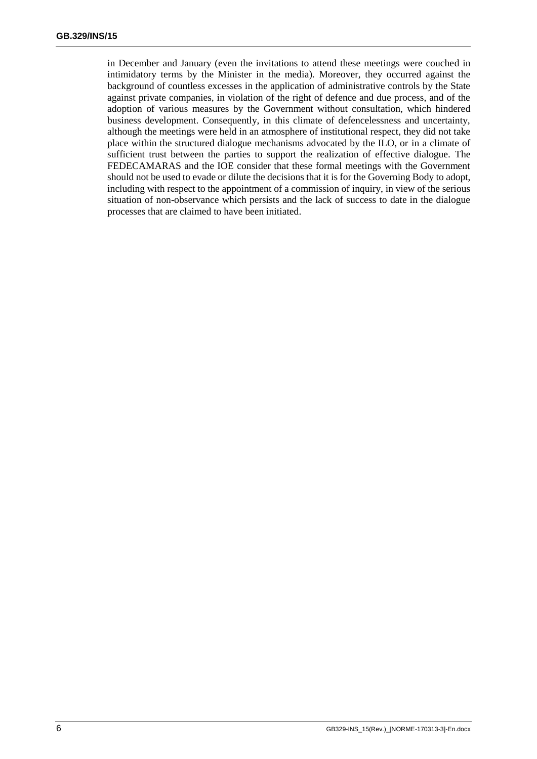in December and January (even the invitations to attend these meetings were couched in intimidatory terms by the Minister in the media). Moreover, they occurred against the background of countless excesses in the application of administrative controls by the State against private companies, in violation of the right of defence and due process, and of the adoption of various measures by the Government without consultation, which hindered business development. Consequently, in this climate of defencelessness and uncertainty, although the meetings were held in an atmosphere of institutional respect, they did not take place within the structured dialogue mechanisms advocated by the ILO, or in a climate of sufficient trust between the parties to support the realization of effective dialogue. The FEDECAMARAS and the IOE consider that these formal meetings with the Government should not be used to evade or dilute the decisions that it is for the Governing Body to adopt, including with respect to the appointment of a commission of inquiry, in view of the serious situation of non-observance which persists and the lack of success to date in the dialogue processes that are claimed to have been initiated.